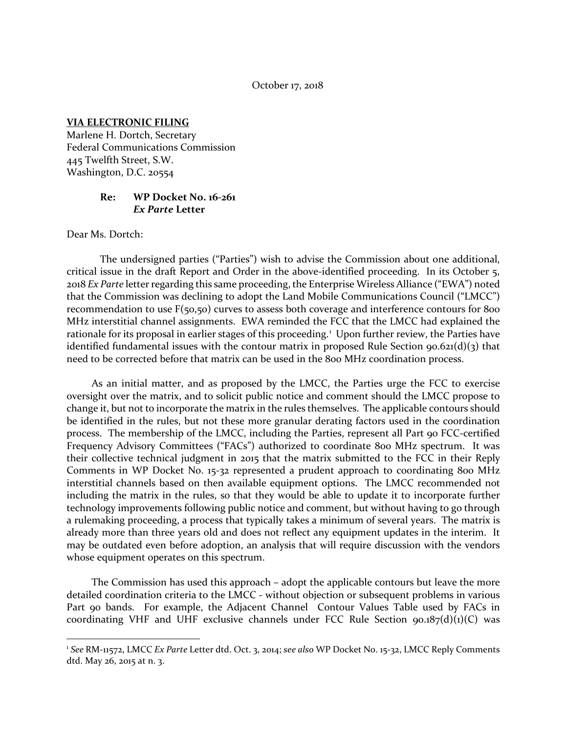October 17, 2018

**VIA ELECTRONIC FILING**
Marlene H. Dortch, Secretary
Federal Communications Commission
445 Twelfth Street, S.W.
Washington, D.C. 20554

**Re: WP Docket No. 16-261**
***Ex Parte* Letter**

Dear Ms. Dortch:

The undersigned parties ("Parties") wish to advise the Commission about one additional, critical issue in the draft Report and Order in the above-identified proceeding. In its October 5, 2018 *Ex Parte* letter regarding this same proceeding, the Enterprise Wireless Alliance ("EWA") noted that the Commission was declining to adopt the Land Mobile Communications Council ("LMCC") recommendation to use F(50,50) curves to assess both coverage and interference contours for 800 MHz interstitial channel assignments. EWA reminded the FCC that the LMCC had explained the rationale for its proposal in earlier stages of this proceeding.[1] Upon further review, the Parties have identified fundamental issues with the contour matrix in proposed Rule Section 90.621(d)(3) that need to be corrected before that matrix can be used in the 800 MHz coordination process.

As an initial matter, and as proposed by the LMCC, the Parties urge the FCC to exercise oversight over the matrix, and to solicit public notice and comment should the LMCC propose to change it, but not to incorporate the matrix in the rules themselves. The applicable contours should be identified in the rules, but not these more granular derating factors used in the coordination process. The membership of the LMCC, including the Parties, represent all Part 90 FCC-certified Frequency Advisory Committees ("FACs") authorized to coordinate 800 MHz spectrum. It was their collective technical judgment in 2015 that the matrix submitted to the FCC in their Reply Comments in WP Docket No. 15-32 represented a prudent approach to coordinating 800 MHz interstitial channels based on then available equipment options. The LMCC recommended not including the matrix in the rules, so that they would be able to update it to incorporate further technology improvements following public notice and comment, but without having to go through a rulemaking proceeding, a process that typically takes a minimum of several years. The matrix is already more than three years old and does not reflect any equipment updates in the interim. It may be outdated even before adoption, an analysis that will require discussion with the vendors whose equipment operates on this spectrum.

The Commission has used this approach – adopt the applicable contours but leave the more detailed coordination criteria to the LMCC - without objection or subsequent problems in various Part 90 bands. For example, the Adjacent Channel Contour Values Table used by FACs in coordinating VHF and UHF exclusive channels under FCC Rule Section 90.187(d)(1)(C) was

---

[1] *See* RM-11572, LMCC *Ex Parte* Letter dtd. Oct. 3, 2014; *see also* WP Docket No. 15-32, LMCC Reply Comments dtd. May 26, 2015 at n. 3.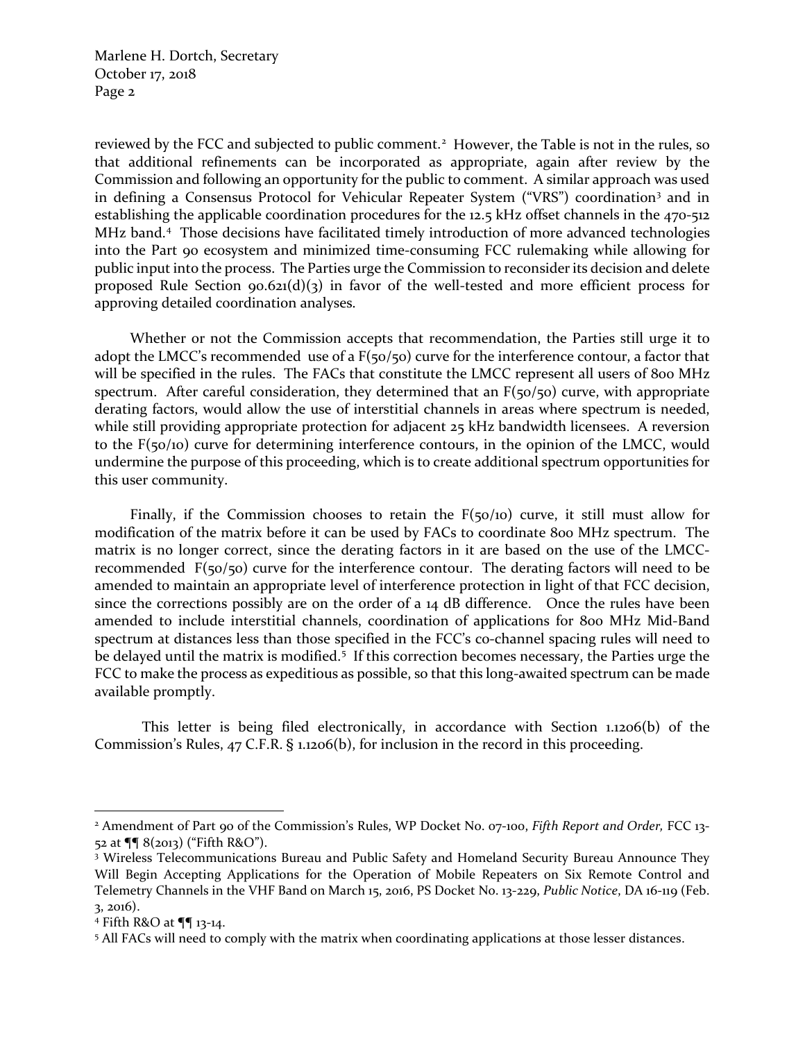reviewed by the FCC and subjected to public comment.[2] However, the Table is not in the rules, so that additional refinements can be incorporated as appropriate, again after review by the Commission and following an opportunity for the public to comment. A similar approach was used in defining a Consensus Protocol for Vehicular Repeater System ("VRS") coordination[3] and in establishing the applicable coordination procedures for the 12.5 kHz offset channels in the 470-512 MHz band.[4] Those decisions have facilitated timely introduction of more advanced technologies into the Part 90 ecosystem and minimized time-consuming FCC rulemaking while allowing for public input into the process. The Parties urge the Commission to reconsider its decision and delete proposed Rule Section 90.621(d)(3) in favor of the well-tested and more efficient process for approving detailed coordination analyses.

Whether or not the Commission accepts that recommendation, the Parties still urge it to adopt the LMCC's recommended use of a F(50/50) curve for the interference contour, a factor that will be specified in the rules. The FACs that constitute the LMCC represent all users of 800 MHz spectrum. After careful consideration, they determined that an F(50/50) curve, with appropriate derating factors, would allow the use of interstitial channels in areas where spectrum is needed, while still providing appropriate protection for adjacent 25 kHz bandwidth licensees. A reversion to the F(50/10) curve for determining interference contours, in the opinion of the LMCC, would undermine the purpose of this proceeding, which is to create additional spectrum opportunities for this user community.

Finally, if the Commission chooses to retain the F(50/10) curve, it still must allow for modification of the matrix before it can be used by FACs to coordinate 800 MHz spectrum. The matrix is no longer correct, since the derating factors in it are based on the use of the LMCC-recommended F(50/50) curve for the interference contour. The derating factors will need to be amended to maintain an appropriate level of interference protection in light of that FCC decision, since the corrections possibly are on the order of a 14 dB difference. Once the rules have been amended to include interstitial channels, coordination of applications for 800 MHz Mid-Band spectrum at distances less than those specified in the FCC's co-channel spacing rules will need to be delayed until the matrix is modified.[5] If this correction becomes necessary, the Parties urge the FCC to make the process as expeditious as possible, so that this long-awaited spectrum can be made available promptly.

This letter is being filed electronically, in accordance with Section 1.1206(b) of the Commission's Rules, 47 C.F.R. § 1.1206(b), for inclusion in the record in this proceeding.

---

[2] Amendment of Part 90 of the Commission's Rules, WP Docket No. 07-100, *Fifth Report and Order,* FCC 13-52 at ¶¶ 8(2013) ("Fifth R&O").

[3] Wireless Telecommunications Bureau and Public Safety and Homeland Security Bureau Announce They Will Begin Accepting Applications for the Operation of Mobile Repeaters on Six Remote Control and Telemetry Channels in the VHF Band on March 15, 2016, PS Docket No. 13-229, *Public Notice*, DA 16-119 (Feb. 3, 2016).

[4] Fifth R&O at ¶¶ 13-14.

[5] All FACs will need to comply with the matrix when coordinating applications at those lesser distances.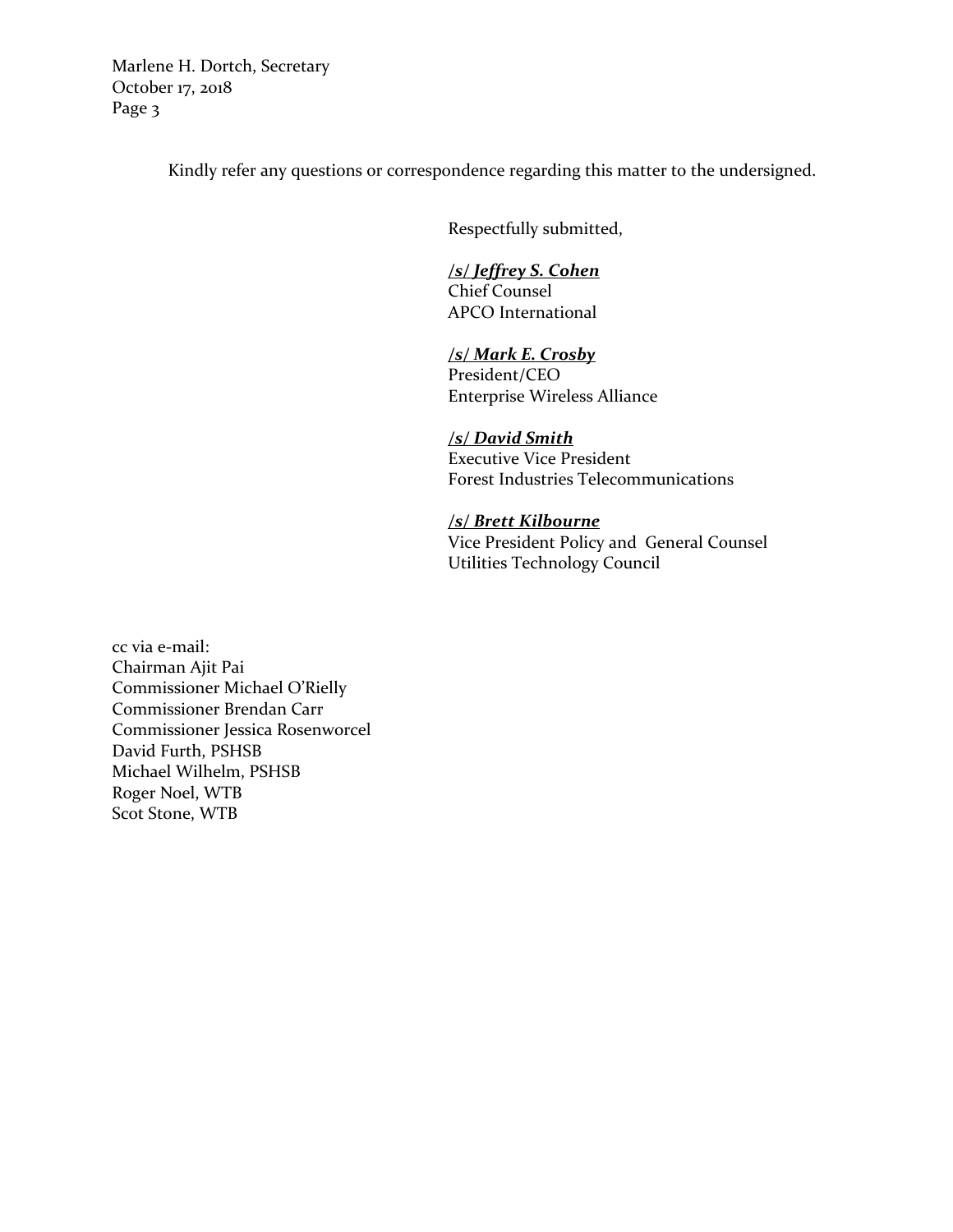Kindly refer any questions or correspondence regarding this matter to the undersigned.

Respectfully submitted,

***/s/ Jeffrey S. Cohen***
Chief Counsel
APCO International

***/s/ Mark E. Crosby***
President/CEO
Enterprise Wireless Alliance

***/s/ David Smith***
Executive Vice President
Forest Industries Telecommunications

***/s/ Brett Kilbourne***
Vice President Policy and General Counsel
Utilities Technology Council

cc via e-mail:
Chairman Ajit Pai
Commissioner Michael O'Rielly
Commissioner Brendan Carr
Commissioner Jessica Rosenworcel
David Furth, PSHSB
Michael Wilhelm, PSHSB
Roger Noel, WTB
Scot Stone, WTB